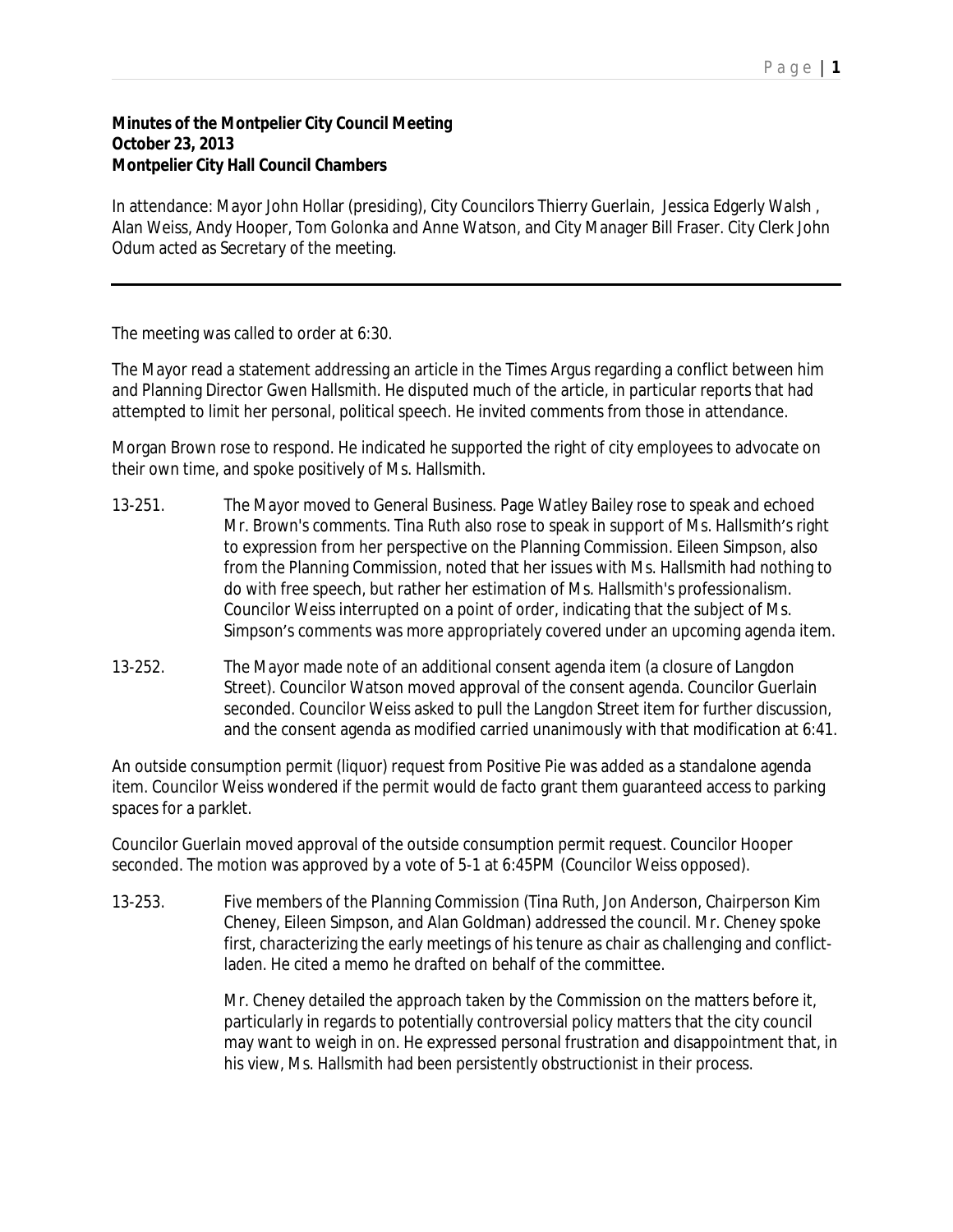**Minutes of the Montpelier City Council Meeting**
**October 23, 2013**
**Montpelier City Hall Council Chambers**

In attendance: Mayor John Hollar (presiding), City Councilors Thierry Guerlain, Jessica Edgerly Walsh , Alan Weiss, Andy Hooper, Tom Golonka and Anne Watson, and City Manager Bill Fraser. City Clerk John Odum acted as Secretary of the meeting.

---

The meeting was called to order at 6:30.

The Mayor read a statement addressing an article in the Times Argus regarding a conflict between him and Planning Director Gwen Hallsmith. He disputed much of the article, in particular reports that had attempted to limit her personal, political speech. He invited comments from those in attendance.

Morgan Brown rose to respond. He indicated he supported the right of city employees to advocate on their own time, and spoke positively of Ms. Hallsmith.

13-251. The Mayor moved to General Business. Page Watley Bailey rose to speak and echoed Mr. Brown's comments. Tina Ruth also rose to speak in support of Ms. Hallsmith's right to expression from her perspective on the Planning Commission. Eileen Simpson, also from the Planning Commission, noted that her issues with Ms. Hallsmith had nothing to do with free speech, but rather her estimation of Ms. Hallsmith's professionalism. Councilor Weiss interrupted on a point of order, indicating that the subject of Ms. Simpson's comments was more appropriately covered under an upcoming agenda item.

13-252. The Mayor made note of an additional consent agenda item (a closure of Langdon Street). Councilor Watson moved approval of the consent agenda. Councilor Guerlain seconded. Councilor Weiss asked to pull the Langdon Street item for further discussion, and the consent agenda as modified carried unanimously with that modification at 6:41.

An outside consumption permit (liquor) request from Positive Pie was added as a standalone agenda item. Councilor Weiss wondered if the permit would de facto grant them guaranteed access to parking spaces for a parklet.

Councilor Guerlain moved approval of the outside consumption permit request. Councilor Hooper seconded. The motion was approved by a vote of 5-1 at 6:45PM (Councilor Weiss opposed).

13-253. Five members of the Planning Commission (Tina Ruth, Jon Anderson, Chairperson Kim Cheney, Eileen Simpson, and Alan Goldman) addressed the council. Mr. Cheney spoke first, characterizing the early meetings of his tenure as chair as challenging and conflict-laden. He cited a memo he drafted on behalf of the committee.

Mr. Cheney detailed the approach taken by the Commission on the matters before it, particularly in regards to potentially controversial policy matters that the city council may want to weigh in on. He expressed personal frustration and disappointment that, in his view, Ms. Hallsmith had been persistently obstructionist in their process.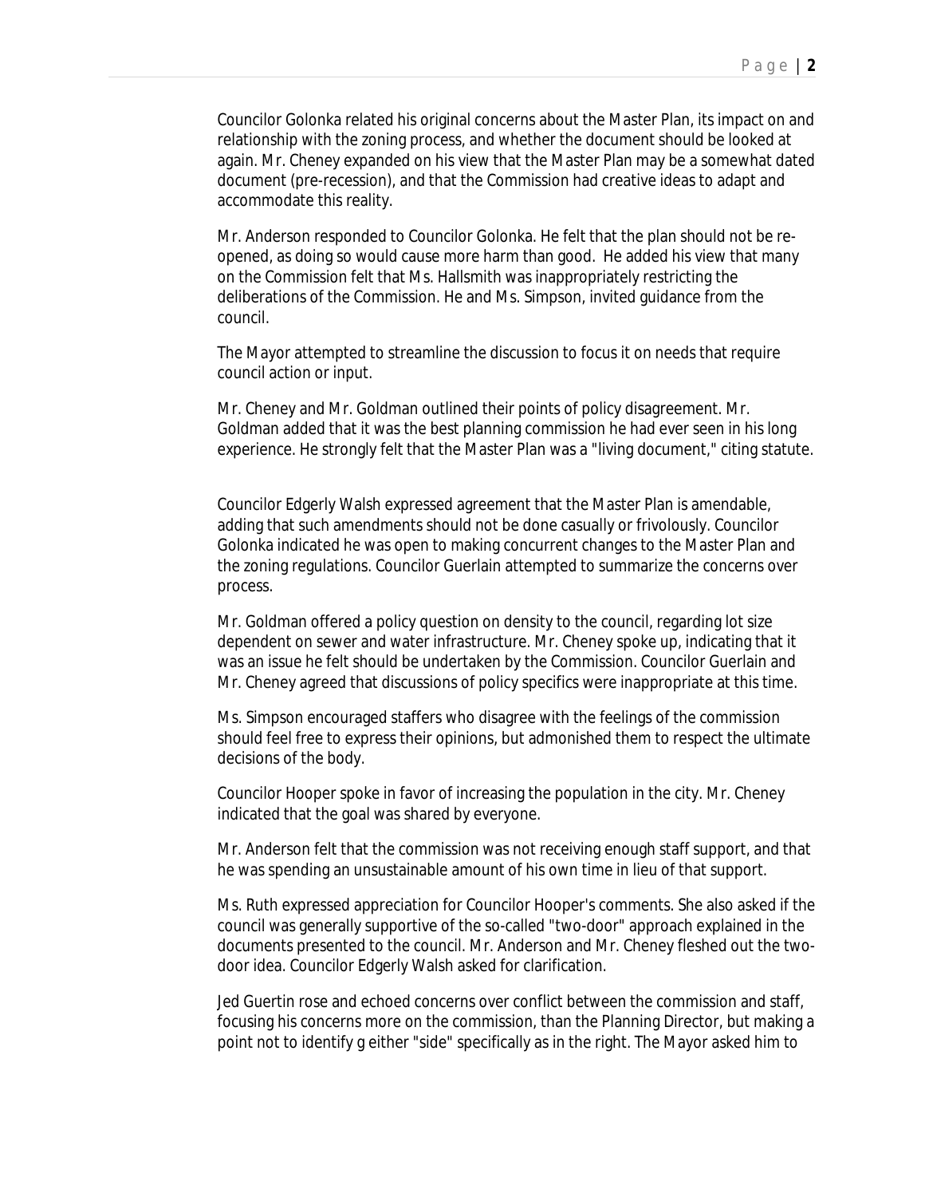Councilor Golonka related his original concerns about the Master Plan, its impact on and relationship with the zoning process, and whether the document should be looked at again. Mr. Cheney expanded on his view that the Master Plan may be a somewhat dated document (pre-recession), and that the Commission had creative ideas to adapt and accommodate this reality.

Mr. Anderson responded to Councilor Golonka. He felt that the plan should not be re-opened, as doing so would cause more harm than good. He added his view that many on the Commission felt that Ms. Hallsmith was inappropriately restricting the deliberations of the Commission. He and Ms. Simpson, invited guidance from the council.

The Mayor attempted to streamline the discussion to focus it on needs that require council action or input.

Mr. Cheney and Mr. Goldman outlined their points of policy disagreement. Mr. Goldman added that it was the best planning commission he had ever seen in his long experience. He strongly felt that the Master Plan was a "living document," citing statute.

Councilor Edgerly Walsh expressed agreement that the Master Plan is amendable, adding that such amendments should not be done casually or frivolously. Councilor Golonka indicated he was open to making concurrent changes to the Master Plan and the zoning regulations. Councilor Guerlain attempted to summarize the concerns over process.

Mr. Goldman offered a policy question on density to the council, regarding lot size dependent on sewer and water infrastructure. Mr. Cheney spoke up, indicating that it was an issue he felt should be undertaken by the Commission. Councilor Guerlain and Mr. Cheney agreed that discussions of policy specifics were inappropriate at this time.

Ms. Simpson encouraged staffers who disagree with the feelings of the commission should feel free to express their opinions, but admonished them to respect the ultimate decisions of the body.

Councilor Hooper spoke in favor of increasing the population in the city. Mr. Cheney indicated that the goal was shared by everyone.

Mr. Anderson felt that the commission was not receiving enough staff support, and that he was spending an unsustainable amount of his own time in lieu of that support.

Ms. Ruth expressed appreciation for Councilor Hooper's comments. She also asked if the council was generally supportive of the so-called "two-door" approach explained in the documents presented to the council. Mr. Anderson and Mr. Cheney fleshed out the two-door idea. Councilor Edgerly Walsh asked for clarification.

Jed Guertin rose and echoed concerns over conflict between the commission and staff, focusing his concerns more on the commission, than the Planning Director, but making a point not to identify g either "side" specifically as in the right. The Mayor asked him to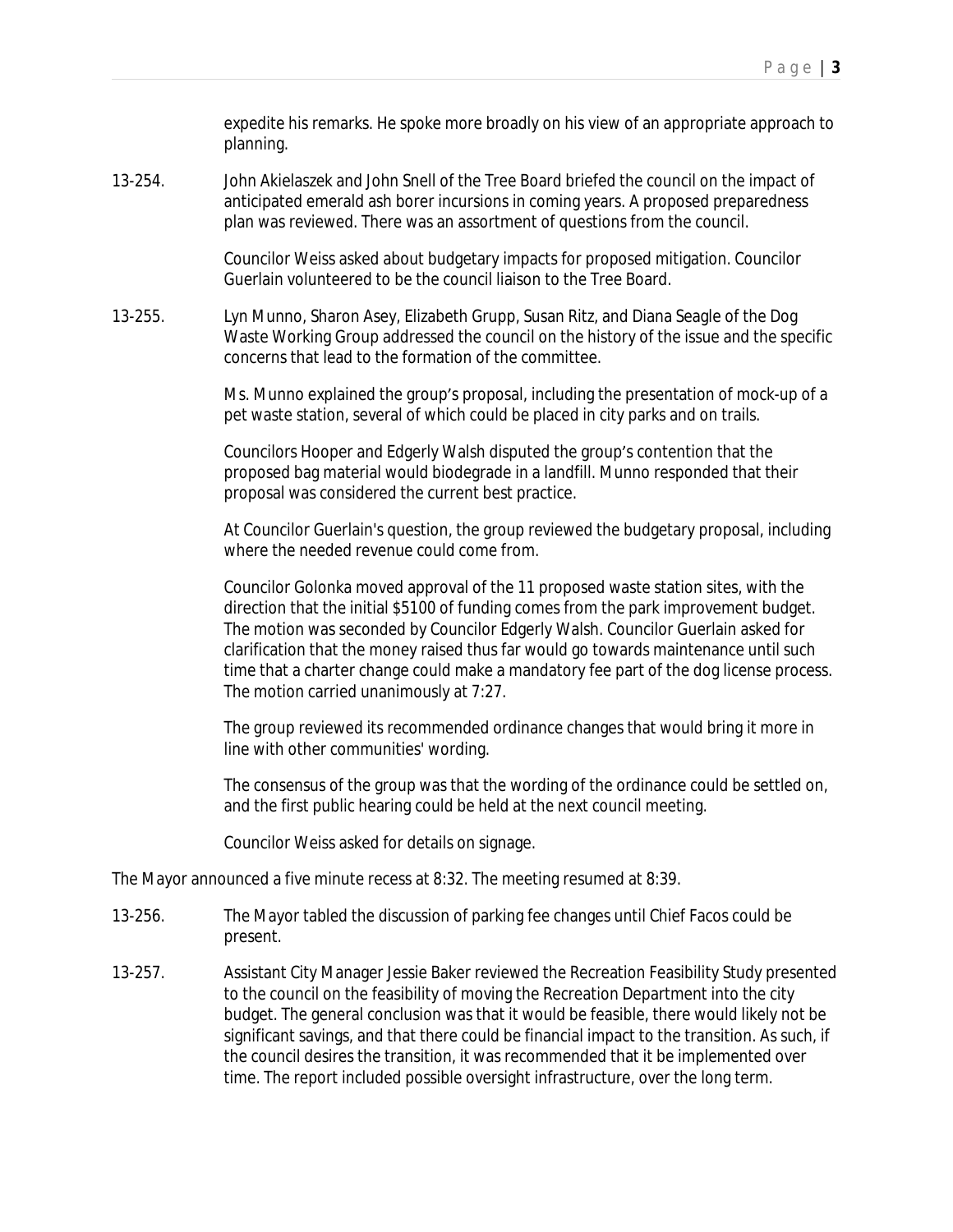expedite his remarks. He spoke more broadly on his view of an appropriate approach to planning.

13-254. John Akielaszek and John Snell of the Tree Board briefed the council on the impact of anticipated emerald ash borer incursions in coming years. A proposed preparedness plan was reviewed. There was an assortment of questions from the council.

Councilor Weiss asked about budgetary impacts for proposed mitigation. Councilor Guerlain volunteered to be the council liaison to the Tree Board.

13-255. Lyn Munno, Sharon Asey, Elizabeth Grupp, Susan Ritz, and Diana Seagle of the Dog Waste Working Group addressed the council on the history of the issue and the specific concerns that lead to the formation of the committee.

Ms. Munno explained the group's proposal, including the presentation of mock-up of a pet waste station, several of which could be placed in city parks and on trails.

Councilors Hooper and Edgerly Walsh disputed the group's contention that the proposed bag material would biodegrade in a landfill. Munno responded that their proposal was considered the current best practice.

At Councilor Guerlain's question, the group reviewed the budgetary proposal, including where the needed revenue could come from.

Councilor Golonka moved approval of the 11 proposed waste station sites, with the direction that the initial $5100 of funding comes from the park improvement budget. The motion was seconded by Councilor Edgerly Walsh. Councilor Guerlain asked for clarification that the money raised thus far would go towards maintenance until such time that a charter change could make a mandatory fee part of the dog license process. The motion carried unanimously at 7:27.

The group reviewed its recommended ordinance changes that would bring it more in line with other communities' wording.

The consensus of the group was that the wording of the ordinance could be settled on, and the first public hearing could be held at the next council meeting.

Councilor Weiss asked for details on signage.

The Mayor announced a five minute recess at 8:32. The meeting resumed at 8:39.

13-256. The Mayor tabled the discussion of parking fee changes until Chief Facos could be present.

13-257. Assistant City Manager Jessie Baker reviewed the Recreation Feasibility Study presented to the council on the feasibility of moving the Recreation Department into the city budget. The general conclusion was that it would be feasible, there would likely not be significant savings, and that there could be financial impact to the transition. As such, if the council desires the transition, it was recommended that it be implemented over time. The report included possible oversight infrastructure, over the long term.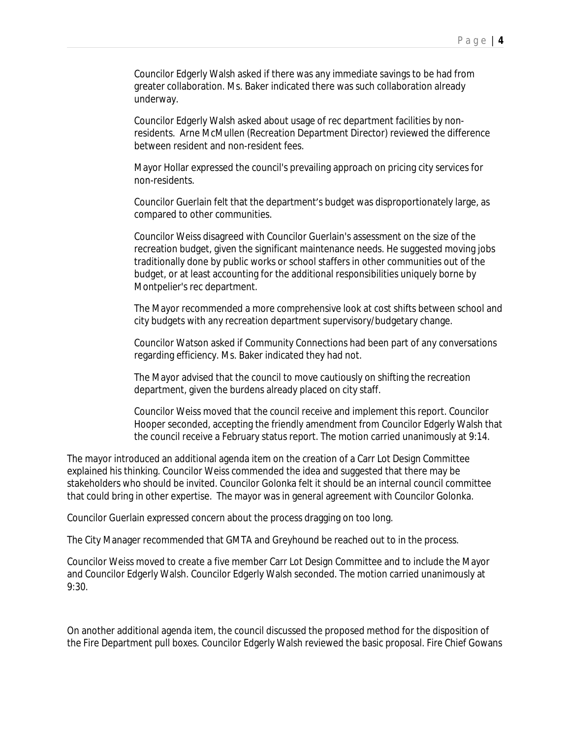Councilor Edgerly Walsh asked if there was any immediate savings to be had from greater collaboration. Ms. Baker indicated there was such collaboration already underway.

Councilor Edgerly Walsh asked about usage of rec department facilities by non-residents. Arne McMullen (Recreation Department Director) reviewed the difference between resident and non-resident fees.

Mayor Hollar expressed the council's prevailing approach on pricing city services for non-residents.

Councilor Guerlain felt that the department's budget was disproportionately large, as compared to other communities.

Councilor Weiss disagreed with Councilor Guerlain's assessment on the size of the recreation budget, given the significant maintenance needs. He suggested moving jobs traditionally done by public works or school staffers in other communities out of the budget, or at least accounting for the additional responsibilities uniquely borne by Montpelier's rec department.

The Mayor recommended a more comprehensive look at cost shifts between school and city budgets with any recreation department supervisory/budgetary change.

Councilor Watson asked if Community Connections had been part of any conversations regarding efficiency. Ms. Baker indicated they had not.

The Mayor advised that the council to move cautiously on shifting the recreation department, given the burdens already placed on city staff.

Councilor Weiss moved that the council receive and implement this report. Councilor Hooper seconded, accepting the friendly amendment from Councilor Edgerly Walsh that the council receive a February status report. The motion carried unanimously at 9:14.

The mayor introduced an additional agenda item on the creation of a Carr Lot Design Committee explained his thinking. Councilor Weiss commended the idea and suggested that there may be stakeholders who should be invited. Councilor Golonka felt it should be an internal council committee that could bring in other expertise. The mayor was in general agreement with Councilor Golonka.

Councilor Guerlain expressed concern about the process dragging on too long.

The City Manager recommended that GMTA and Greyhound be reached out to in the process.

Councilor Weiss moved to create a five member Carr Lot Design Committee and to include the Mayor and Councilor Edgerly Walsh. Councilor Edgerly Walsh seconded. The motion carried unanimously at 9:30.

On another additional agenda item, the council discussed the proposed method for the disposition of the Fire Department pull boxes. Councilor Edgerly Walsh reviewed the basic proposal. Fire Chief Gowans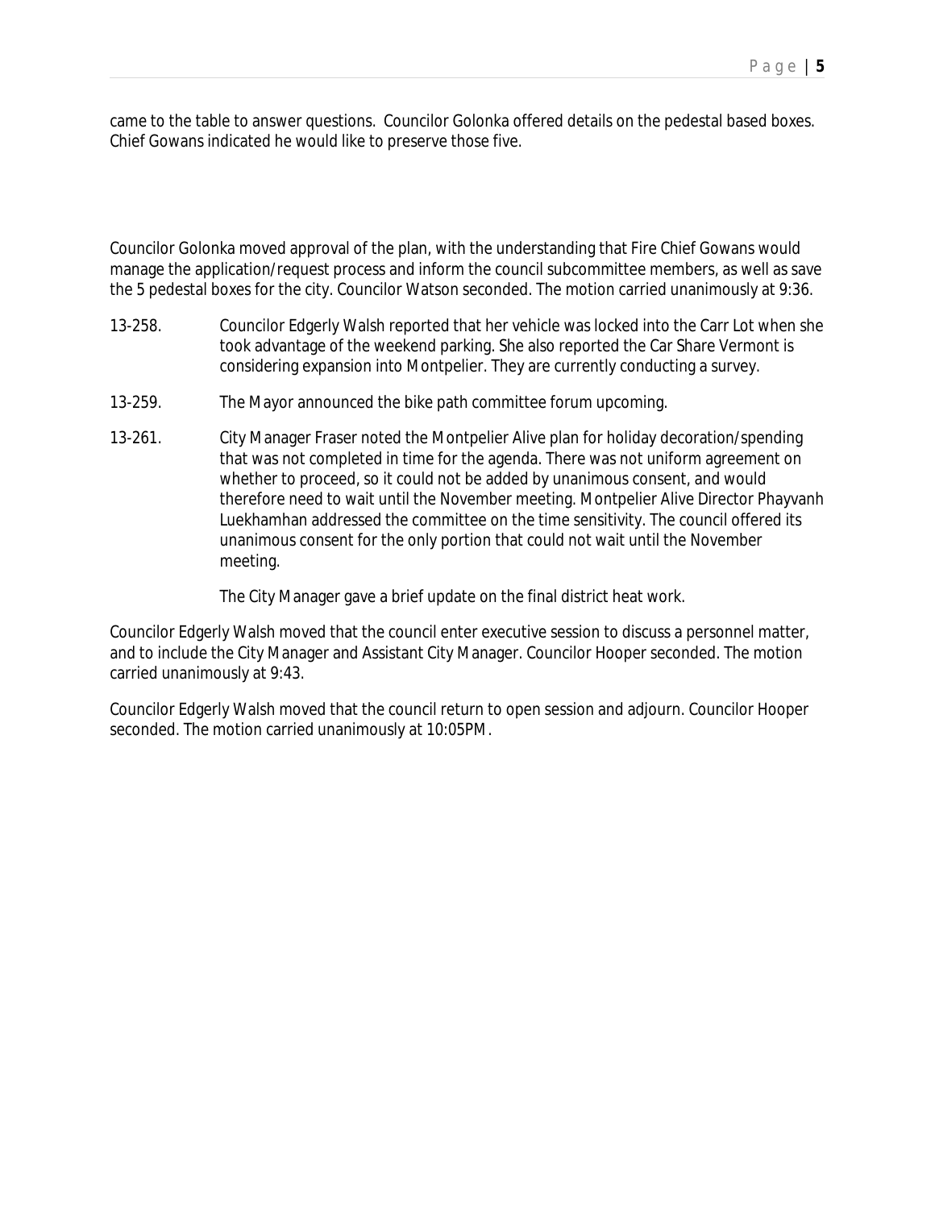came to the table to answer questions. Councilor Golonka offered details on the pedestal based boxes. Chief Gowans indicated he would like to preserve those five.

Councilor Golonka moved approval of the plan, with the understanding that Fire Chief Gowans would manage the application/request process and inform the council subcommittee members, as well as save the 5 pedestal boxes for the city. Councilor Watson seconded. The motion carried unanimously at 9:36.

13-258. Councilor Edgerly Walsh reported that her vehicle was locked into the Carr Lot when she took advantage of the weekend parking. She also reported the Car Share Vermont is considering expansion into Montpelier. They are currently conducting a survey.

13-259. The Mayor announced the bike path committee forum upcoming.

13-261. City Manager Fraser noted the Montpelier Alive plan for holiday decoration/spending that was not completed in time for the agenda. There was not uniform agreement on whether to proceed, so it could not be added by unanimous consent, and would therefore need to wait until the November meeting. Montpelier Alive Director Phayvanh Luekhamhan addressed the committee on the time sensitivity. The council offered its unanimous consent for the only portion that could not wait until the November meeting.

The City Manager gave a brief update on the final district heat work.

Councilor Edgerly Walsh moved that the council enter executive session to discuss a personnel matter, and to include the City Manager and Assistant City Manager. Councilor Hooper seconded. The motion carried unanimously at 9:43.

Councilor Edgerly Walsh moved that the council return to open session and adjourn. Councilor Hooper seconded. The motion carried unanimously at 10:05PM.